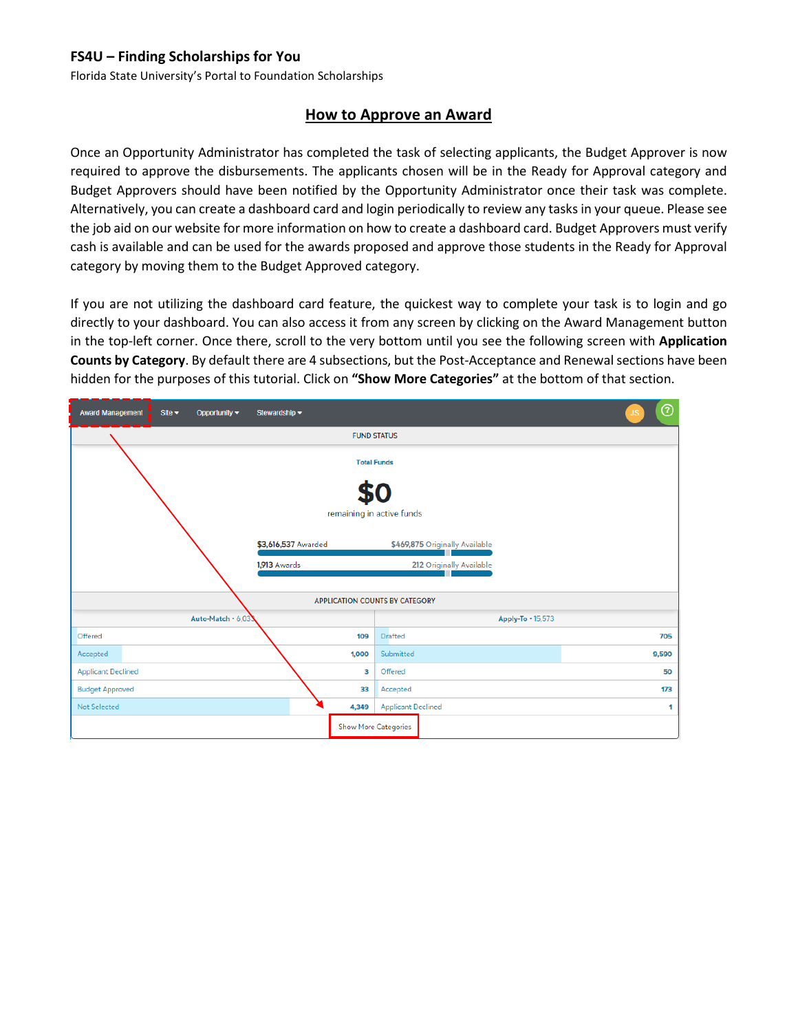**FS4U – Finding Scholarships for You**

Florida State University's Portal to Foundation Scholarships

## How to Approve an Award

Once an Opportunity Administrator has completed the task of selecting applicants, the Budget Approver is now required to approve the disbursements. The applicants chosen will be in the Ready for Approval category and Budget Approvers should have been notified by the Opportunity Administrator once their task was complete. Alternatively, you can create a dashboard card and login periodically to review any tasks in your queue. Please see the job aid on our website for more information on how to create a dashboard card. Budget Approvers must verify cash is available and can be used for the awards proposed and approve those students in the Ready for Approval category by moving them to the Budget Approved category.

If you are not utilizing the dashboard card feature, the quickest way to complete your task is to login and go directly to your dashboard. You can also access it from any screen by clicking on the Award Management button in the top-left corner. Once there, scroll to the very bottom until you see the following screen with **Application Counts by Category**. By default there are 4 subsections, but the Post-Acceptance and Renewal sections have been hidden for the purposes of this tutorial. Click on **"Show More Categories"** at the bottom of that section.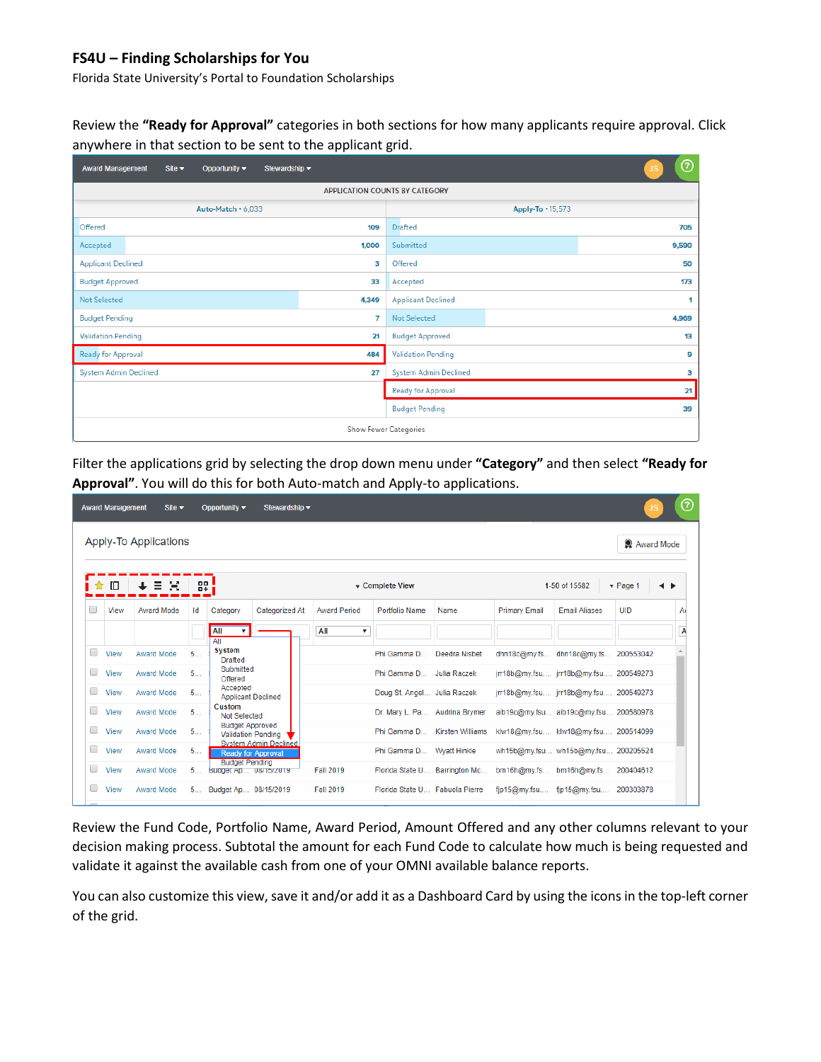**FS4U – Finding Scholarships for You**
Florida State University's Portal to Foundation Scholarships

Review the **"Ready for Approval"** categories in both sections for how many applicants require approval. Click anywhere in that section to be sent to the applicant grid.

Filter the applications grid by selecting the drop down menu under **"Category"** and then select **"Ready for Approval"**. You will do this for both Auto-match and Apply-to applications.

Review the Fund Code, Portfolio Name, Award Period, Amount Offered and any other columns relevant to your decision making process. Subtotal the amount for each Fund Code to calculate how much is being requested and validate it against the available cash from one of your OMNI available balance reports.

You can also customize this view, save it and/or add it as a Dashboard Card by using the icons in the top-left corner of the grid.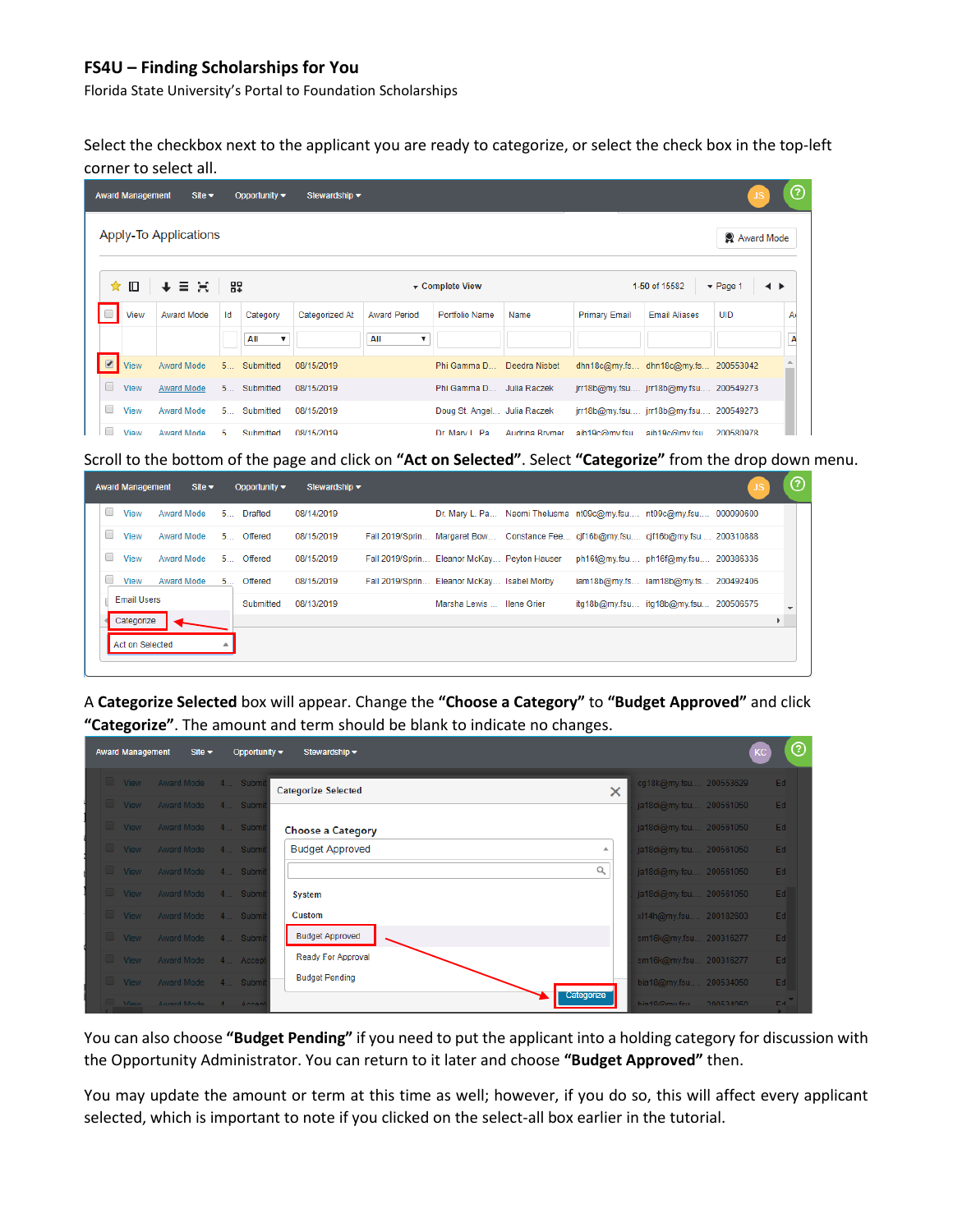## FS4U – Finding Scholarships for You

Florida State University's Portal to Foundation Scholarships

Select the checkbox next to the applicant you are ready to categorize, or select the check box in the top-left corner to select all.

Scroll to the bottom of the page and click on **"Act on Selected"**. Select **"Categorize"** from the drop down menu.

A **Categorize Selected** box will appear. Change the **"Choose a Category"** to **"Budget Approved"** and click **"Categorize"**. The amount and term should be blank to indicate no changes.

You can also choose **"Budget Pending"** if you need to put the applicant into a holding category for discussion with the Opportunity Administrator. You can return to it later and choose **"Budget Approved"** then.

You may update the amount or term at this time as well; however, if you do so, this will affect every applicant selected, which is important to note if you clicked on the select-all box earlier in the tutorial.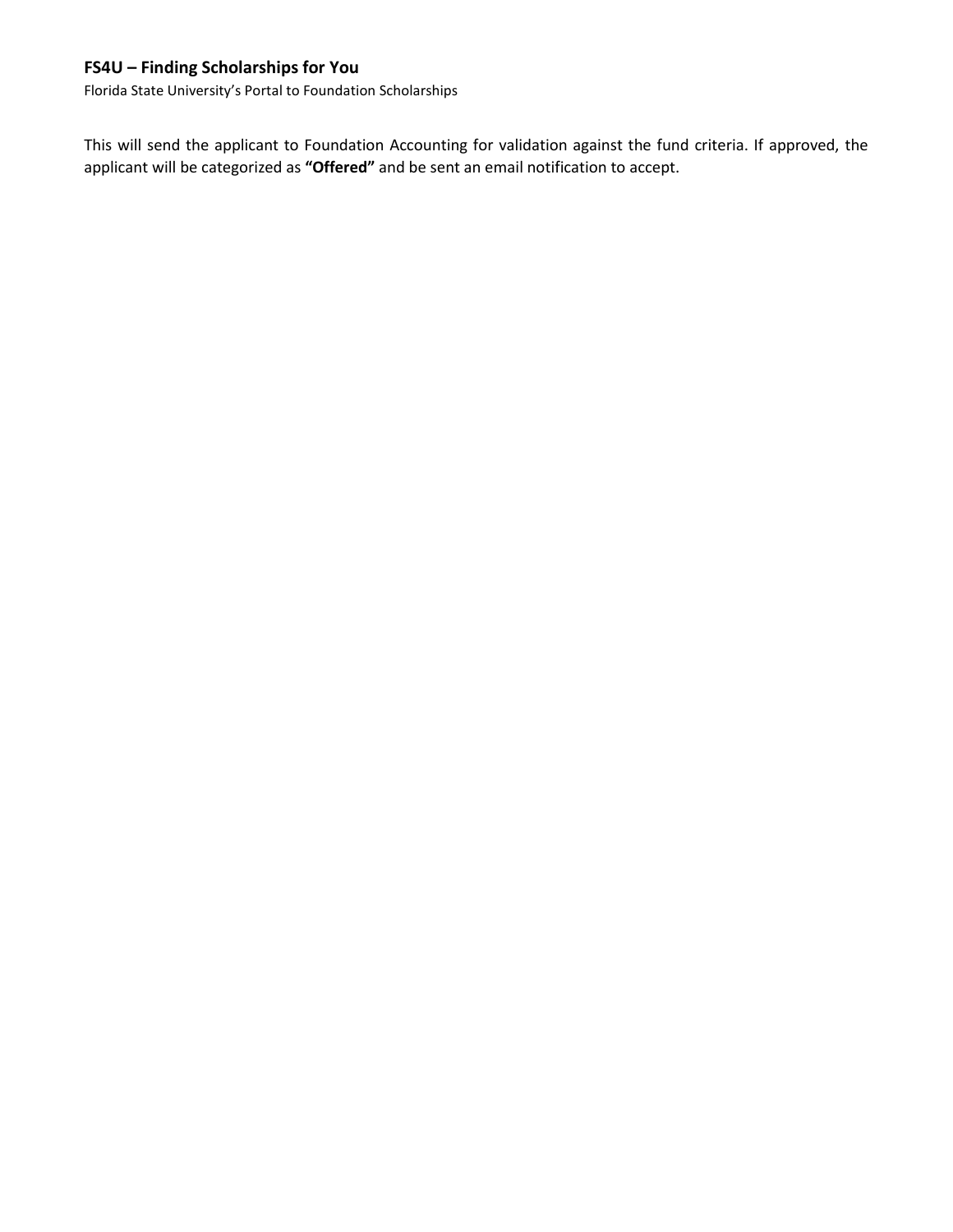This will send the applicant to Foundation Accounting for validation against the fund criteria. If approved, the applicant will be categorized as **"Offered"** and be sent an email notification to accept.